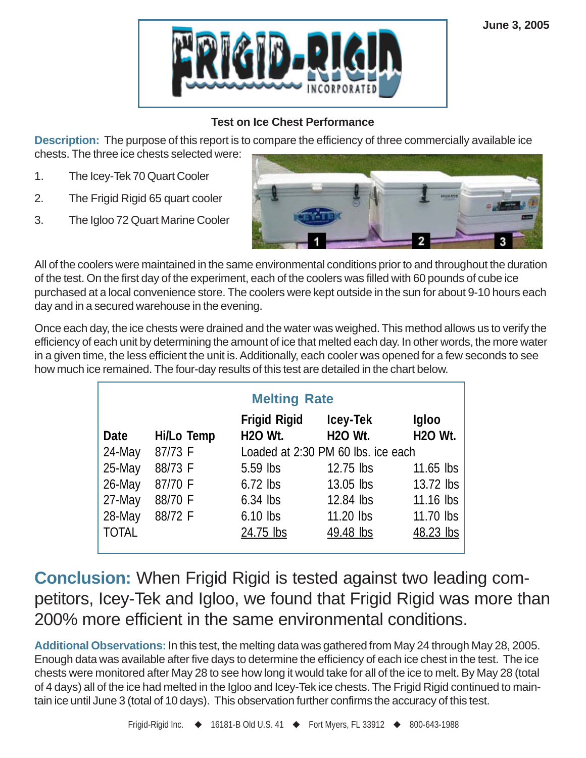June 3, 2005

# FRIGID-RIGID INCORPORATED

## Test on Ice Chest Performance

**Description:** The purpose of this report is to compare the efficiency of three commercially available ice chests. The three ice chests selected were:

1. The Icey-Tek 70 Quart Cooler
2. The Frigid Rigid 65 quart cooler
3. The Igloo 72 Quart Marine Cooler

All of the coolers were maintained in the same environmental conditions prior to and throughout the duration of the test. On the first day of the experiment, each of the coolers was filled with 60 pounds of cube ice purchased at a local convenience store. The coolers were kept outside in the sun for about 9-10 hours each day and in a secured warehouse in the evening.

Once each day, the ice chests were drained and the water was weighed. This method allows us to verify the efficiency of each unit by determining the amount of ice that melted each day. In other words, the more water in a given time, the less efficient the unit is. Additionally, each cooler was opened for a few seconds to see how much ice remained. The four-day results of this test are detailed in the chart below.

**Melting Rate**

| Date | Hi/Lo Temp | Frigid Rigid H2O Wt. | Icey-Tek H2O Wt. | Igloo H2O Wt. |
|---|---|---|---|---|
| 24-May | 87/73 F | Loaded at 2:30 PM 60 lbs. ice each | | |
| 25-May | 88/73 F | 5.59 lbs | 12.75 lbs | 11.65 lbs |
| 26-May | 87/70 F | 6.72 lbs | 13.05 lbs | 13.72 lbs |
| 27-May | 88/70 F | 6.34 lbs | 12.84 lbs | 11.16 lbs |
| 28-May | 88/72 F | 6.10 lbs | 11.20 lbs | 11.70 lbs |
| TOTAL | | 24.75 lbs | 49.48 lbs | 48.23 lbs |

**Conclusion:** When Frigid Rigid is tested against two leading competitors, Icey-Tek and Igloo, we found that Frigid Rigid was more than 200% more efficient in the same environmental conditions.

**Additional Observations:** In this test, the melting data was gathered from May 24 through May 28, 2005. Enough data was available after five days to determine the efficiency of each ice chest in the test. The ice chests were monitored after May 28 to see how long it would take for all of the ice to melt. By May 28 (total of 4 days) all of the ice had melted in the Igloo and Icey-Tek ice chests. The Frigid Rigid continued to maintain ice until June 3 (total of 10 days). This observation further confirms the accuracy of this test.

Frigid-Rigid Inc. ◆ 16181-B Old U.S. 41 ◆ Fort Myers, FL 33912 ◆ 800-643-1988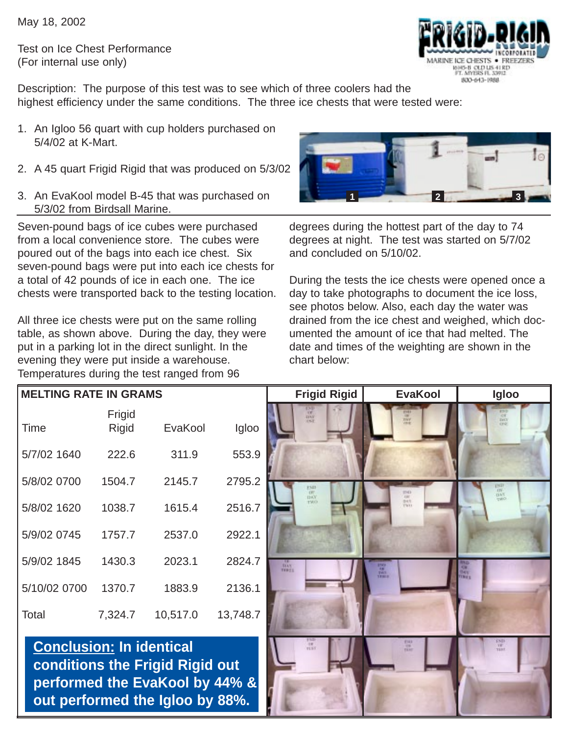May 18, 2002

Test on Ice Chest Performance
(For internal use only)

Description: The purpose of this test was to see which of three coolers had the highest efficiency under the same conditions. The three ice chests that were tested were:

1. An Igloo 56 quart with cup holders purchased on 5/4/02 at K-Mart.
2. A 45 quart Frigid Rigid that was produced on 5/3/02
3. An EvaKool model B-45 that was purchased on 5/3/02 from Birdsall Marine.

Seven-pound bags of ice cubes were purchased from a local convenience store. The cubes were poured out of the bags into each ice chest. Six seven-pound bags were put into each ice chests for a total of 42 pounds of ice in each one. The ice chests were transported back to the testing location.

All three ice chests were put on the same rolling table, as shown above. During the day, they were put in a parking lot in the direct sunlight. In the evening they were put inside a warehouse. Temperatures during the test ranged from 96 degrees during the hottest part of the day to 74 degrees at night. The test was started on 5/7/02 and concluded on 5/10/02.

During the tests the ice chests were opened once a day to take photographs to document the ice loss, see photos below. Also, each day the water was drained from the ice chest and weighed, which documented the amount of ice that had melted. The date and times of the weighting are shown in the chart below:

**MELTING RATE IN GRAMS**

| Time | Frigid Rigid | EvaKool | Igloo |
|---|---|---|---|
| 5/7/02 1640 | 222.6 | 311.9 | 553.9 |
| 5/8/02 0700 | 1504.7 | 2145.7 | 2795.2 |
| 5/8/02 1620 | 1038.7 | 1615.4 | 2516.7 |
| 5/9/02 0745 | 1757.7 | 2537.0 | 2922.1 |
| 5/9/02 1845 | 1430.3 | 2023.1 | 2824.7 |
| 5/10/02 0700 | 1370.7 | 1883.9 | 2136.1 |
| Total | 7,324.7 | 10,517.0 | 13,748.7 |

**Conclusion: In identical conditions the Frigid Rigid out performed the EvaKool by 44% & out performed the Igloo by 88%.**

Frigid Rigid | EvaKool | Igloo